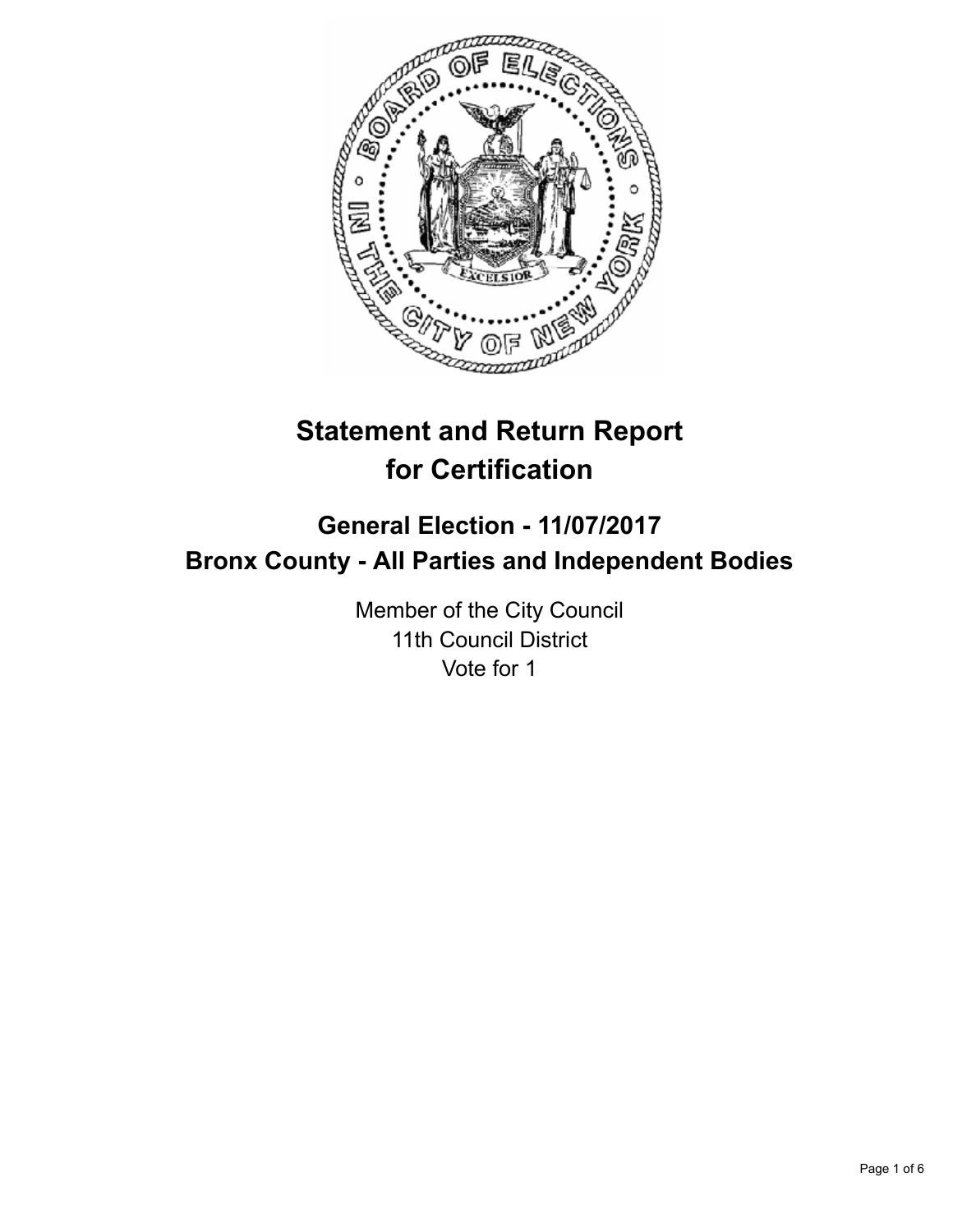# Statement and Return Report for Certification

## General Election - 11/07/2017
## Bronx County - All Parties and Independent Bodies

Member of the City Council
11th Council District
Vote for 1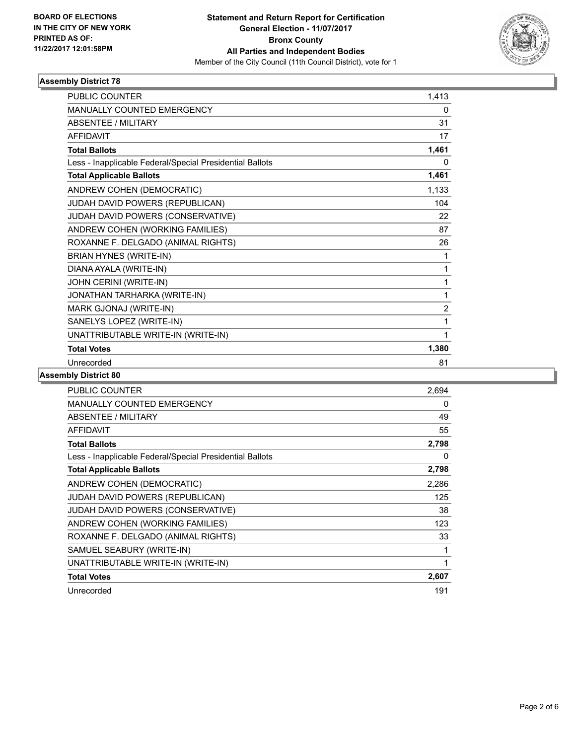BOARD OF ELECTIONS
IN THE CITY OF NEW YORK
PRINTED AS OF:
11/22/2017 12:01:58PM

**Statement and Return Report for Certification**
**General Election - 11/07/2017**
**Bronx County**
**All Parties and Independent Bodies**
Member of the City Council (11th Council District), vote for 1

### Assembly District 78

| | |
|---|---|
| PUBLIC COUNTER | 1,413 |
| MANUALLY COUNTED EMERGENCY | 0 |
| ABSENTEE / MILITARY | 31 |
| AFFIDAVIT | 17 |
| **Total Ballots** | **1,461** |
| Less - Inapplicable Federal/Special Presidential Ballots | 0 |
| **Total Applicable Ballots** | **1,461** |
| ANDREW COHEN (DEMOCRATIC) | 1,133 |
| JUDAH DAVID POWERS (REPUBLICAN) | 104 |
| JUDAH DAVID POWERS (CONSERVATIVE) | 22 |
| ANDREW COHEN (WORKING FAMILIES) | 87 |
| ROXANNE F. DELGADO (ANIMAL RIGHTS) | 26 |
| BRIAN HYNES (WRITE-IN) | 1 |
| DIANA AYALA (WRITE-IN) | 1 |
| JOHN CERINI (WRITE-IN) | 1 |
| JONATHAN TARHARKA (WRITE-IN) | 1 |
| MARK GJONAJ (WRITE-IN) | 2 |
| SANELYS LOPEZ (WRITE-IN) | 1 |
| UNATTRIBUTABLE WRITE-IN (WRITE-IN) | 1 |
| **Total Votes** | **1,380** |
| Unrecorded | 81 |

### Assembly District 80

| | |
|---|---|
| PUBLIC COUNTER | 2,694 |
| MANUALLY COUNTED EMERGENCY | 0 |
| ABSENTEE / MILITARY | 49 |
| AFFIDAVIT | 55 |
| **Total Ballots** | **2,798** |
| Less - Inapplicable Federal/Special Presidential Ballots | 0 |
| **Total Applicable Ballots** | **2,798** |
| ANDREW COHEN (DEMOCRATIC) | 2,286 |
| JUDAH DAVID POWERS (REPUBLICAN) | 125 |
| JUDAH DAVID POWERS (CONSERVATIVE) | 38 |
| ANDREW COHEN (WORKING FAMILIES) | 123 |
| ROXANNE F. DELGADO (ANIMAL RIGHTS) | 33 |
| SAMUEL SEABURY (WRITE-IN) | 1 |
| UNATTRIBUTABLE WRITE-IN (WRITE-IN) | 1 |
| **Total Votes** | **2,607** |
| Unrecorded | 191 |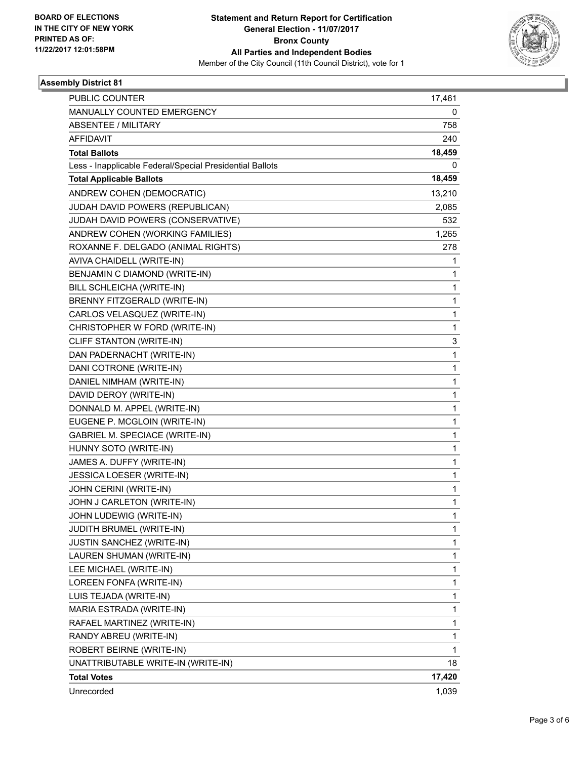BOARD OF ELECTIONS
IN THE CITY OF NEW YORK
PRINTED AS OF:
11/22/2017 12:01:58PM

**Statement and Return Report for Certification**
**General Election - 11/07/2017**
**Bronx County**
**All Parties and Independent Bodies**
Member of the City Council (11th Council District), vote for 1

## Assembly District 81

| | |
|---|---|
| PUBLIC COUNTER | 17,461 |
| MANUALLY COUNTED EMERGENCY | 0 |
| ABSENTEE / MILITARY | 758 |
| AFFIDAVIT | 240 |
| **Total Ballots** | **18,459** |
| Less - Inapplicable Federal/Special Presidential Ballots | 0 |
| **Total Applicable Ballots** | **18,459** |
| ANDREW COHEN (DEMOCRATIC) | 13,210 |
| JUDAH DAVID POWERS (REPUBLICAN) | 2,085 |
| JUDAH DAVID POWERS (CONSERVATIVE) | 532 |
| ANDREW COHEN (WORKING FAMILIES) | 1,265 |
| ROXANNE F. DELGADO (ANIMAL RIGHTS) | 278 |
| AVIVA CHAIDELL (WRITE-IN) | 1 |
| BENJAMIN C DIAMOND (WRITE-IN) | 1 |
| BILL SCHLEICHA (WRITE-IN) | 1 |
| BRENNY FITZGERALD (WRITE-IN) | 1 |
| CARLOS VELASQUEZ (WRITE-IN) | 1 |
| CHRISTOPHER W FORD (WRITE-IN) | 1 |
| CLIFF STANTON (WRITE-IN) | 3 |
| DAN PADERNACHT (WRITE-IN) | 1 |
| DANI COTRONE (WRITE-IN) | 1 |
| DANIEL NIMHAM (WRITE-IN) | 1 |
| DAVID DEROY (WRITE-IN) | 1 |
| DONNALD M. APPEL (WRITE-IN) | 1 |
| EUGENE P. MCGLOIN (WRITE-IN) | 1 |
| GABRIEL M. SPECIACE (WRITE-IN) | 1 |
| HUNNY SOTO (WRITE-IN) | 1 |
| JAMES A. DUFFY (WRITE-IN) | 1 |
| JESSICA LOESER (WRITE-IN) | 1 |
| JOHN CERINI (WRITE-IN) | 1 |
| JOHN J CARLETON (WRITE-IN) | 1 |
| JOHN LUDEWIG (WRITE-IN) | 1 |
| JUDITH BRUMEL (WRITE-IN) | 1 |
| JUSTIN SANCHEZ (WRITE-IN) | 1 |
| LAUREN SHUMAN (WRITE-IN) | 1 |
| LEE MICHAEL (WRITE-IN) | 1 |
| LOREEN FONFA (WRITE-IN) | 1 |
| LUIS TEJADA (WRITE-IN) | 1 |
| MARIA ESTRADA (WRITE-IN) | 1 |
| RAFAEL MARTINEZ (WRITE-IN) | 1 |
| RANDY ABREU (WRITE-IN) | 1 |
| ROBERT BEIRNE (WRITE-IN) | 1 |
| UNATTRIBUTABLE WRITE-IN (WRITE-IN) | 18 |
| **Total Votes** | **17,420** |
| Unrecorded | 1,039 |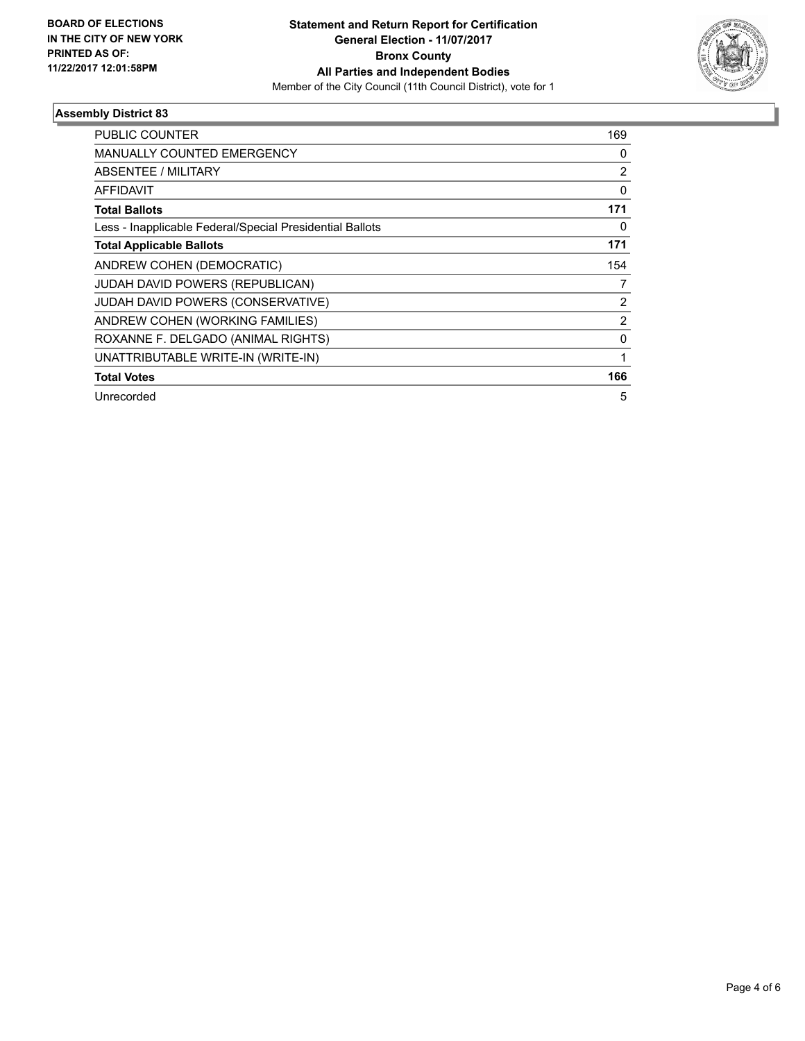**BOARD OF ELECTIONS IN THE CITY OF NEW YORK PRINTED AS OF: 11/22/2017 12:01:58PM**

**Statement and Return Report for Certification**
**General Election - 11/07/2017**
**Bronx County**
**All Parties and Independent Bodies**
Member of the City Council (11th Council District), vote for 1

### Assembly District 83

| | |
|---|---|
| PUBLIC COUNTER | 169 |
| MANUALLY COUNTED EMERGENCY | 0 |
| ABSENTEE / MILITARY | 2 |
| AFFIDAVIT | 0 |
| **Total Ballots** | **171** |
| Less - Inapplicable Federal/Special Presidential Ballots | 0 |
| **Total Applicable Ballots** | **171** |
| ANDREW COHEN (DEMOCRATIC) | 154 |
| JUDAH DAVID POWERS (REPUBLICAN) | 7 |
| JUDAH DAVID POWERS (CONSERVATIVE) | 2 |
| ANDREW COHEN (WORKING FAMILIES) | 2 |
| ROXANNE F. DELGADO (ANIMAL RIGHTS) | 0 |
| UNATTRIBUTABLE WRITE-IN (WRITE-IN) | 1 |
| **Total Votes** | **166** |
| Unrecorded | 5 |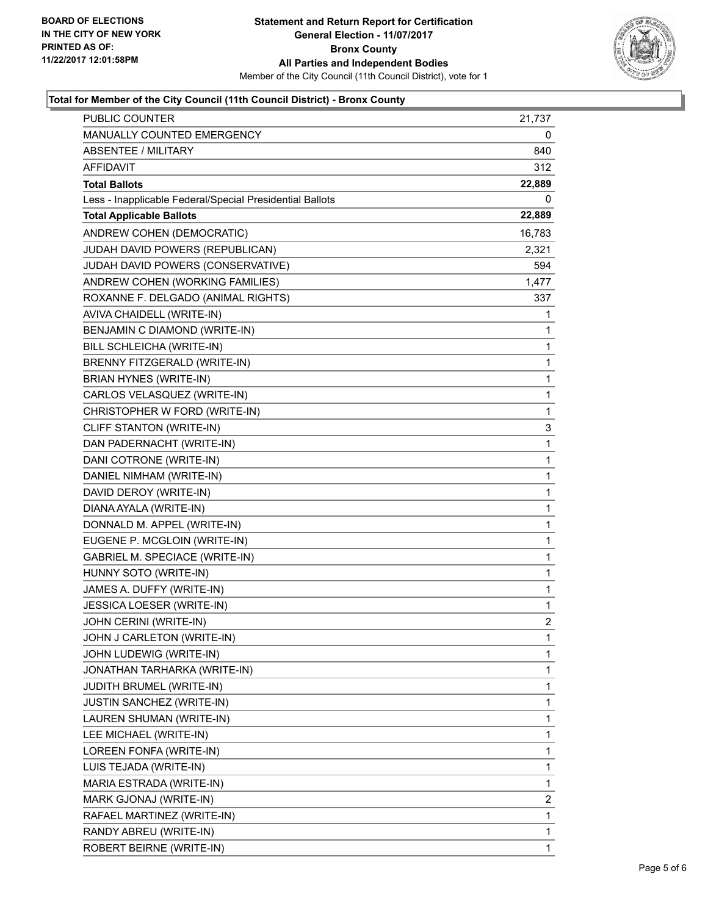**BOARD OF ELECTIONS IN THE CITY OF NEW YORK PRINTED AS OF: 11/22/2017 12:01:58PM**

**Statement and Return Report for Certification General Election - 11/07/2017 Bronx County All Parties and Independent Bodies**

Member of the City Council (11th Council District), vote for 1

### Total for Member of the City Council (11th Council District) - Bronx County

| | |
|---|---|
| PUBLIC COUNTER | 21,737 |
| MANUALLY COUNTED EMERGENCY | 0 |
| ABSENTEE / MILITARY | 840 |
| AFFIDAVIT | 312 |
| **Total Ballots** | **22,889** |
| Less - Inapplicable Federal/Special Presidential Ballots | 0 |
| **Total Applicable Ballots** | **22,889** |
| ANDREW COHEN (DEMOCRATIC) | 16,783 |
| JUDAH DAVID POWERS (REPUBLICAN) | 2,321 |
| JUDAH DAVID POWERS (CONSERVATIVE) | 594 |
| ANDREW COHEN (WORKING FAMILIES) | 1,477 |
| ROXANNE F. DELGADO (ANIMAL RIGHTS) | 337 |
| AVIVA CHAIDELL (WRITE-IN) | 1 |
| BENJAMIN C DIAMOND (WRITE-IN) | 1 |
| BILL SCHLEICHA (WRITE-IN) | 1 |
| BRENNY FITZGERALD (WRITE-IN) | 1 |
| BRIAN HYNES (WRITE-IN) | 1 |
| CARLOS VELASQUEZ (WRITE-IN) | 1 |
| CHRISTOPHER W FORD (WRITE-IN) | 1 |
| CLIFF STANTON (WRITE-IN) | 3 |
| DAN PADERNACHT (WRITE-IN) | 1 |
| DANI COTRONE (WRITE-IN) | 1 |
| DANIEL NIMHAM (WRITE-IN) | 1 |
| DAVID DEROY (WRITE-IN) | 1 |
| DIANA AYALA (WRITE-IN) | 1 |
| DONNALD M. APPEL (WRITE-IN) | 1 |
| EUGENE P. MCGLOIN (WRITE-IN) | 1 |
| GABRIEL M. SPECIACE (WRITE-IN) | 1 |
| HUNNY SOTO (WRITE-IN) | 1 |
| JAMES A. DUFFY (WRITE-IN) | 1 |
| JESSICA LOESER (WRITE-IN) | 1 |
| JOHN CERINI (WRITE-IN) | 2 |
| JOHN J CARLETON (WRITE-IN) | 1 |
| JOHN LUDEWIG (WRITE-IN) | 1 |
| JONATHAN TARHARKA (WRITE-IN) | 1 |
| JUDITH BRUMEL (WRITE-IN) | 1 |
| JUSTIN SANCHEZ (WRITE-IN) | 1 |
| LAUREN SHUMAN (WRITE-IN) | 1 |
| LEE MICHAEL (WRITE-IN) | 1 |
| LOREEN FONFA (WRITE-IN) | 1 |
| LUIS TEJADA (WRITE-IN) | 1 |
| MARIA ESTRADA (WRITE-IN) | 1 |
| MARK GJONAJ (WRITE-IN) | 2 |
| RAFAEL MARTINEZ (WRITE-IN) | 1 |
| RANDY ABREU (WRITE-IN) | 1 |
| ROBERT BEIRNE (WRITE-IN) | 1 |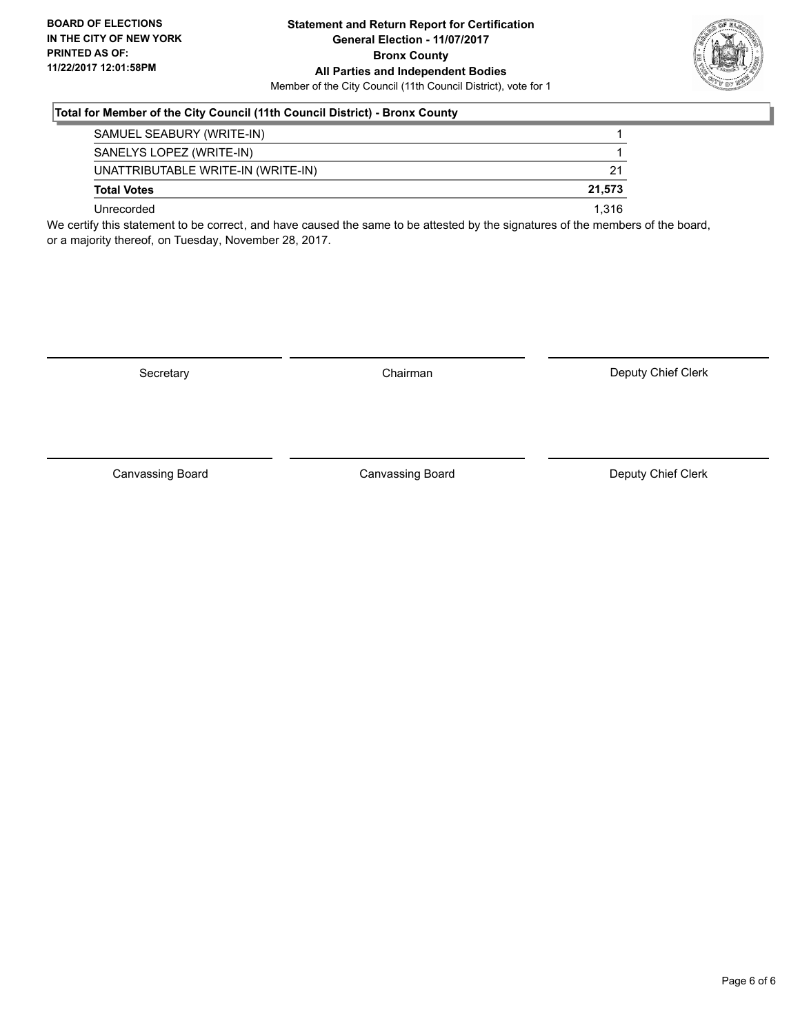**BOARD OF ELECTIONS IN THE CITY OF NEW YORK PRINTED AS OF: 11/22/2017 12:01:58PM**

**Statement and Return Report for Certification**
**General Election - 11/07/2017**
**Bronx County**
**All Parties and Independent Bodies**
Member of the City Council (11th Council District), vote for 1

### Total for Member of the City Council (11th Council District) - Bronx County

| | |
|---|---|
| SAMUEL SEABURY (WRITE-IN) | 1 |
| SANELYS LOPEZ (WRITE-IN) | 1 |
| UNATTRIBUTABLE WRITE-IN (WRITE-IN) | 21 |
| **Total Votes** | **21,573** |
| Unrecorded | 1,316 |

We certify this statement to be correct, and have caused the same to be attested by the signatures of the members of the board, or a majority thereof, on Tuesday, November 28, 2017.

Secretary

Chairman

Deputy Chief Clerk

Canvassing Board

Canvassing Board

Deputy Chief Clerk